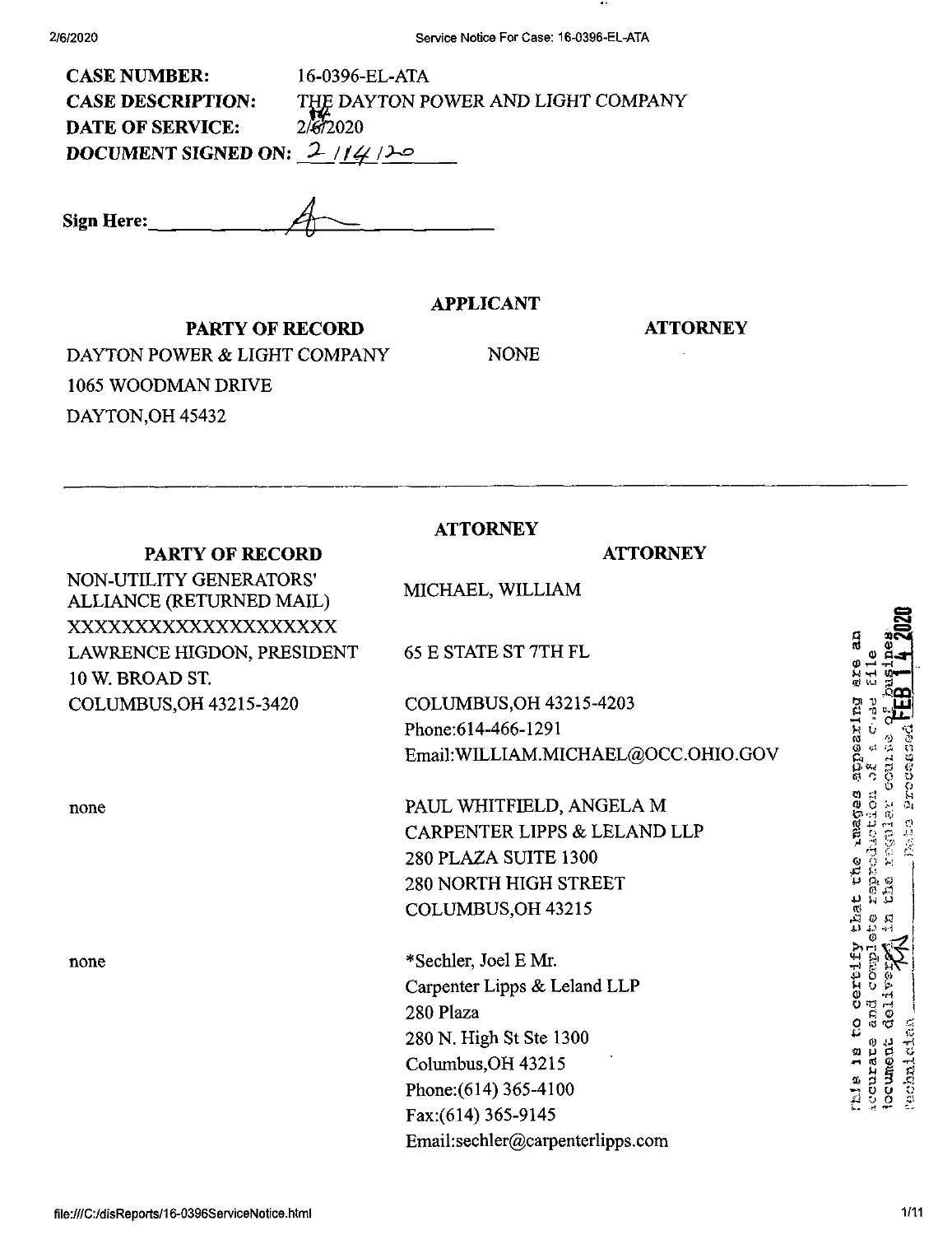**CASE NUMBER:** 16-0396-EL-ATA
**CASE DESCRIPTION:** THE DAYTON POWER AND LIGHT COMPANY
**DATE OF SERVICE:** 2/6/2020
**DOCUMENT SIGNED ON:** 2/14/20

**Sign Here:** ____________

**APPLICANT**

| PARTY OF RECORD | ATTORNEY |
| --- | --- |
| DAYTON POWER & LIGHT COMPANY<br>1065 WOODMAN DRIVE<br>DAYTON,OH 45432 | NONE |

---

**ATTORNEY**

| PARTY OF RECORD | ATTORNEY |
| --- | --- |
| NON-UTILITY GENERATORS' ALLIANCE (RETURNED MAIL)<br>XXXXXXXXXXXXXXXXXXXX<br>LAWRENCE HIGDON, PRESIDENT<br>10 W. BROAD ST.<br>COLUMBUS,OH 43215-3420 | MICHAEL, WILLIAM<br>65 E STATE ST 7TH FL<br>COLUMBUS,OH 43215-4203<br>Phone:614-466-1291<br>Email:WILLIAM.MICHAEL@OCC.OHIO.GOV |
| none | PAUL WHITFIELD, ANGELA M<br>CARPENTER LIPPS & LELAND LLP<br>280 PLAZA SUITE 1300<br>280 NORTH HIGH STREET<br>COLUMBUS,OH 43215 |
| none | *Sechler, Joel E Mr.<br>Carpenter Lipps & Leland LLP<br>280 Plaza<br>280 N. High St Ste 1300<br>Columbus,OH 43215<br>Phone:(614) 365-4100<br>Fax:(614) 365-9145<br>Email:sechler@carpenterlipps.com |

This is to certify that the images appearing are an accurate and complete reproduction of a case file document delivered in the regular course of business. Technician ____ Date Processed FEB 14 2020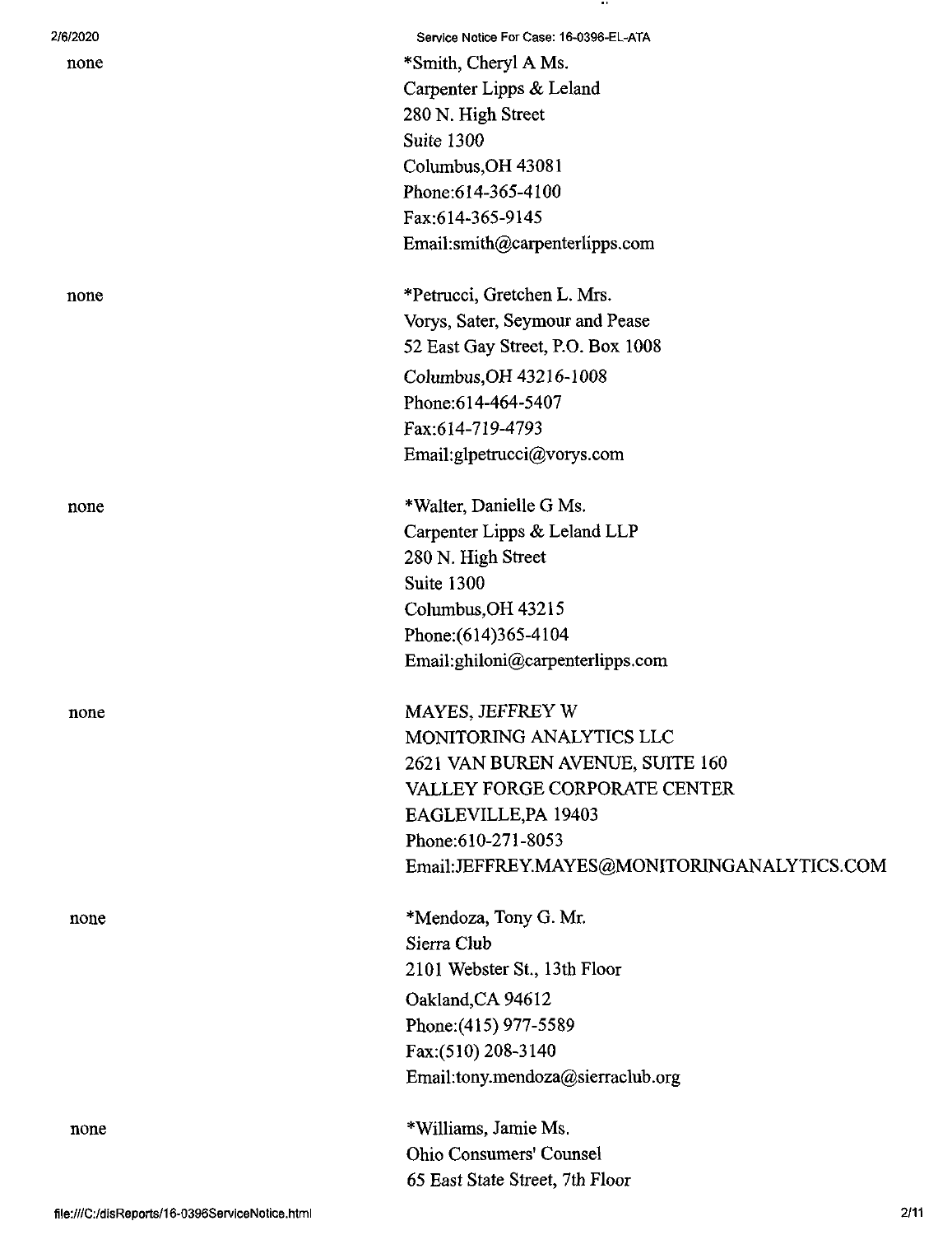none

*Smith, Cheryl A Ms.
Carpenter Lipps & Leland
280 N. High Street
Suite 1300
Columbus,OH 43081
Phone:614-365-4100
Fax:614-365-9145
Email:smith@carpenterlipps.com

none

*Petrucci, Gretchen L. Mrs.
Vorys, Sater, Seymour and Pease
52 East Gay Street, P.O. Box 1008
Columbus,OH 43216-1008
Phone:614-464-5407
Fax:614-719-4793
Email:glpetrucci@vorys.com

none

*Walter, Danielle G Ms.
Carpenter Lipps & Leland LLP
280 N. High Street
Suite 1300
Columbus,OH 43215
Phone:(614)365-4104
Email:ghiloni@carpenterlipps.com

none

MAYES, JEFFREY W
MONITORING ANALYTICS LLC
2621 VAN BUREN AVENUE, SUITE 160
VALLEY FORGE CORPORATE CENTER
EAGLEVILLE,PA 19403
Phone:610-271-8053
Email:JEFFREY.MAYES@MONITORINGANALYTICS.COM

none

*Mendoza, Tony G. Mr.
Sierra Club
2101 Webster St., 13th Floor
Oakland,CA 94612
Phone:(415) 977-5589
Fax:(510) 208-3140
Email:tony.mendoza@sierraclub.org

none

*Williams, Jamie Ms.
Ohio Consumers' Counsel
65 East State Street, 7th Floor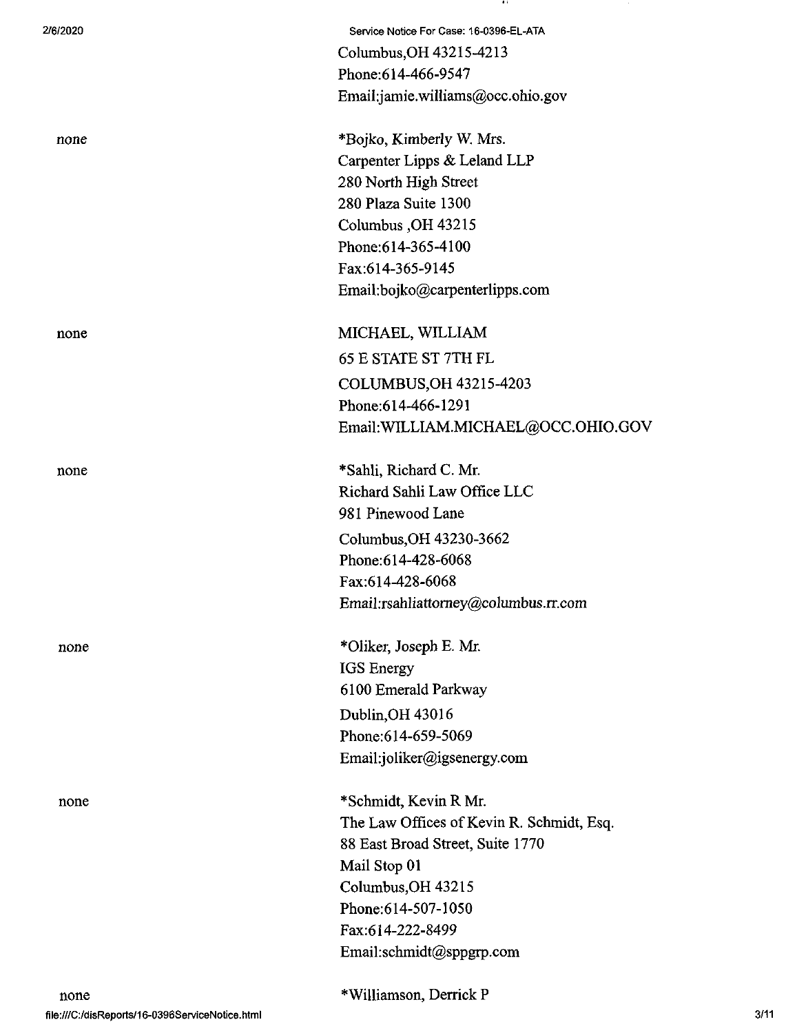Columbus,OH 43215-4213
Phone:614-466-9547
Email:jamie.williams@occ.ohio.gov

| | |
|---|---|
| none | *Bojko, Kimberly W. Mrs.<br>Carpenter Lipps & Leland LLP<br>280 North High Street<br>280 Plaza Suite 1300<br>Columbus ,OH 43215<br>Phone:614-365-4100<br>Fax:614-365-9145<br>Email:bojko@carpenterlipps.com |
| none | MICHAEL, WILLIAM<br>65 E STATE ST 7TH FL<br>COLUMBUS,OH 43215-4203<br>Phone:614-466-1291<br>Email:WILLIAM.MICHAEL@OCC.OHIO.GOV |
| none | *Sahli, Richard C. Mr.<br>Richard Sahli Law Office LLC<br>981 Pinewood Lane<br>Columbus,OH 43230-3662<br>Phone:614-428-6068<br>Fax:614-428-6068<br>Email:rsahliattorney@columbus.rr.com |
| none | *Oliker, Joseph E. Mr.<br>IGS Energy<br>6100 Emerald Parkway<br>Dublin,OH 43016<br>Phone:614-659-5069<br>Email:joliker@igsenergy.com |
| none | *Schmidt, Kevin R Mr.<br>The Law Offices of Kevin R. Schmidt, Esq.<br>88 East Broad Street, Suite 1770<br>Mail Stop 01<br>Columbus,OH 43215<br>Phone:614-507-1050<br>Fax:614-222-8499<br>Email:schmidt@sppgrp.com |
| none | *Williamson, Derrick P |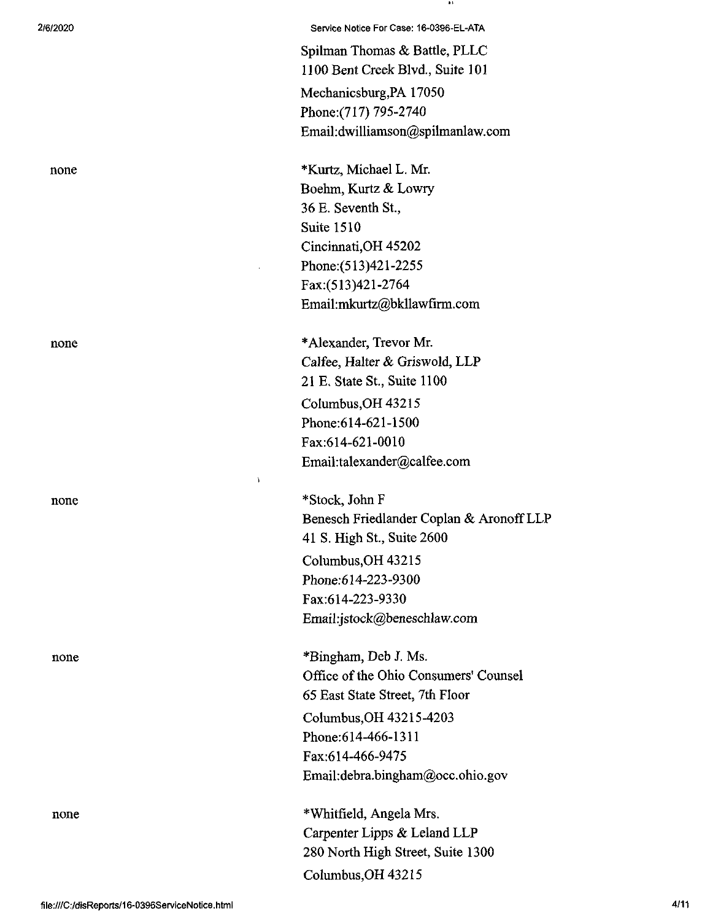Spilman Thomas & Battle, PLLC
1100 Bent Creek Blvd., Suite 101
Mechanicsburg,PA 17050
Phone:(717) 795-2740
Email:dwilliamson@spilmanlaw.com

none

*Kurtz, Michael L. Mr.
Boehm, Kurtz & Lowry
36 E. Seventh St.,
Suite 1510
Cincinnati,OH 45202
Phone:(513)421-2255
Fax:(513)421-2764
Email:mkurtz@bkllawfirm.com

none

*Alexander, Trevor Mr.
Calfee, Halter & Griswold, LLP
21 E. State St., Suite 1100
Columbus,OH 43215
Phone:614-621-1500
Fax:614-621-0010
Email:talexander@calfee.com

none

*Stock, John F
Benesch Friedlander Coplan & Aronoff LLP
41 S. High St., Suite 2600
Columbus,OH 43215
Phone:614-223-9300
Fax:614-223-9330
Email:jstock@beneschlaw.com

none

*Bingham, Deb J. Ms.
Office of the Ohio Consumers' Counsel
65 East State Street, 7th Floor
Columbus,OH 43215-4203
Phone:614-466-1311
Fax:614-466-9475
Email:debra.bingham@occ.ohio.gov

none

*Whitfield, Angela Mrs.
Carpenter Lipps & Leland LLP
280 North High Street, Suite 1300
Columbus,OH 43215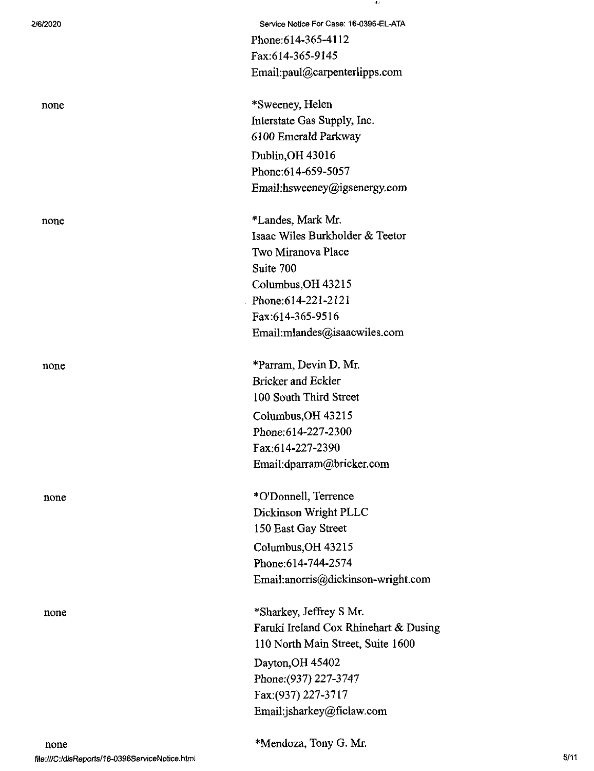Phone:614-365-4112
Fax:614-365-9145
Email:paul@carpenterlipps.com

| | |
|---|---|
| none | *Sweeney, Helen<br>Interstate Gas Supply, Inc.<br>6100 Emerald Parkway<br>Dublin,OH 43016<br>Phone:614-659-5057<br>Email:hsweeney@igsenergy.com |
| none | *Landes, Mark Mr.<br>Isaac Wiles Burkholder & Teetor<br>Two Miranova Place<br>Suite 700<br>Columbus,OH 43215<br>Phone:614-221-2121<br>Fax:614-365-9516<br>Email:mlandes@isaacwiles.com |
| none | *Parram, Devin D. Mr.<br>Bricker and Eckler<br>100 South Third Street<br>Columbus,OH 43215<br>Phone:614-227-2300<br>Fax:614-227-2390<br>Email:dparram@bricker.com |
| none | *O'Donnell, Terrence<br>Dickinson Wright PLLC<br>150 East Gay Street<br>Columbus,OH 43215<br>Phone:614-744-2574<br>Email:anorris@dickinson-wright.com |
| none | *Sharkey, Jeffrey S Mr.<br>Faruki Ireland Cox Rhinehart & Dusing<br>110 North Main Street, Suite 1600<br>Dayton,OH 45402<br>Phone:(937) 227-3747<br>Fax:(937) 227-3717<br>Email:jsharkey@ficlaw.com |
| none | *Mendoza, Tony G. Mr. |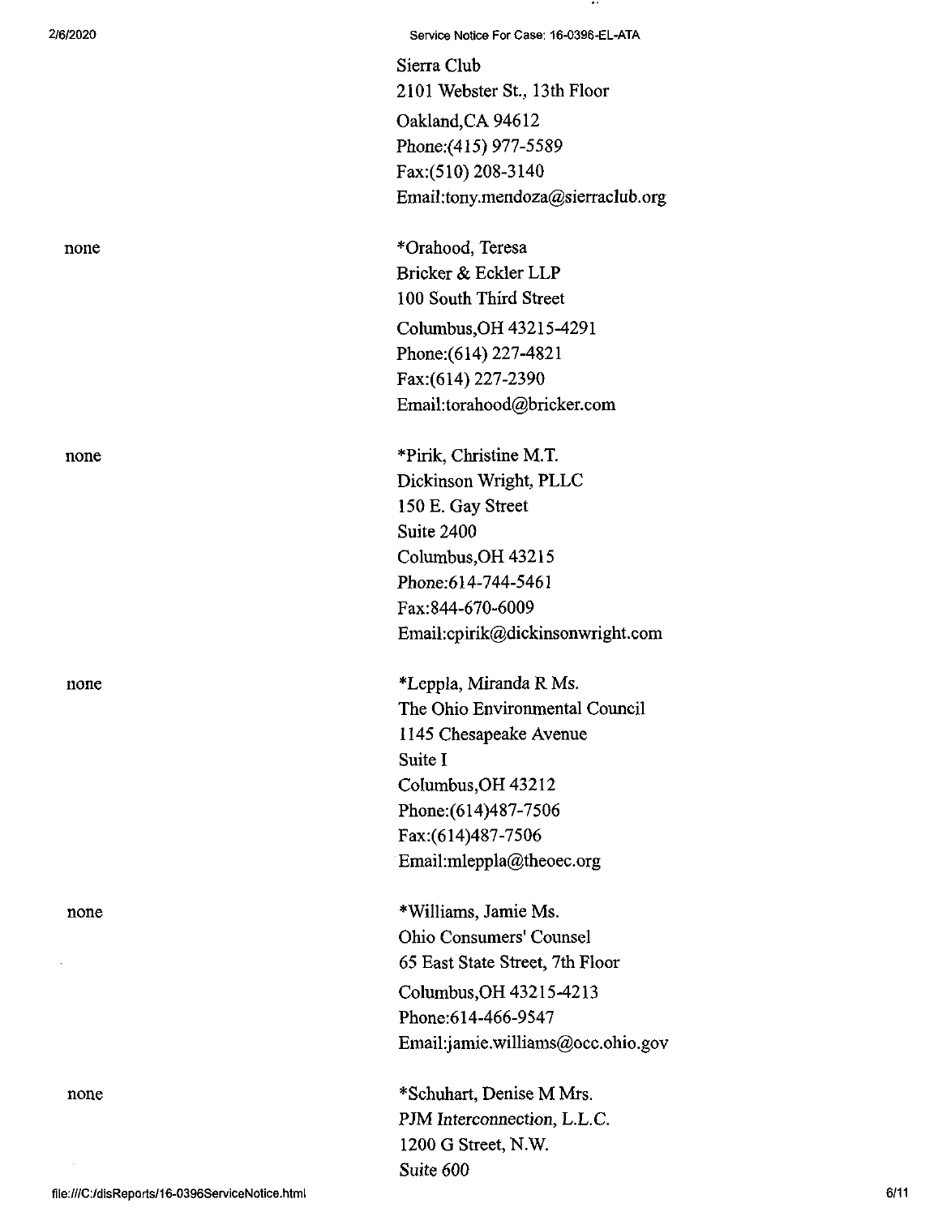Sierra Club
2101 Webster St., 13th Floor
Oakland,CA 94612
Phone:(415) 977-5589
Fax:(510) 208-3140
Email:tony.mendoza@sierraclub.org

none

*Orahood, Teresa
Bricker & Eckler LLP
100 South Third Street
Columbus,OH 43215-4291
Phone:(614) 227-4821
Fax:(614) 227-2390
Email:torahood@bricker.com

none

*Pirik, Christine M.T.
Dickinson Wright, PLLC
150 E. Gay Street
Suite 2400
Columbus,OH 43215
Phone:614-744-5461
Fax:844-670-6009
Email:cpirik@dickinsonwright.com

none

*Leppla, Miranda R Ms.
The Ohio Environmental Council
1145 Chesapeake Avenue
Suite I
Columbus,OH 43212
Phone:(614)487-7506
Fax:(614)487-7506
Email:mleppla@theoec.org

none

*Williams, Jamie Ms.
Ohio Consumers' Counsel
65 East State Street, 7th Floor
Columbus,OH 43215-4213
Phone:614-466-9547
Email:jamie.williams@occ.ohio.gov

none

*Schuhart, Denise M Mrs.
PJM Interconnection, L.L.C.
1200 G Street, N.W.
Suite 600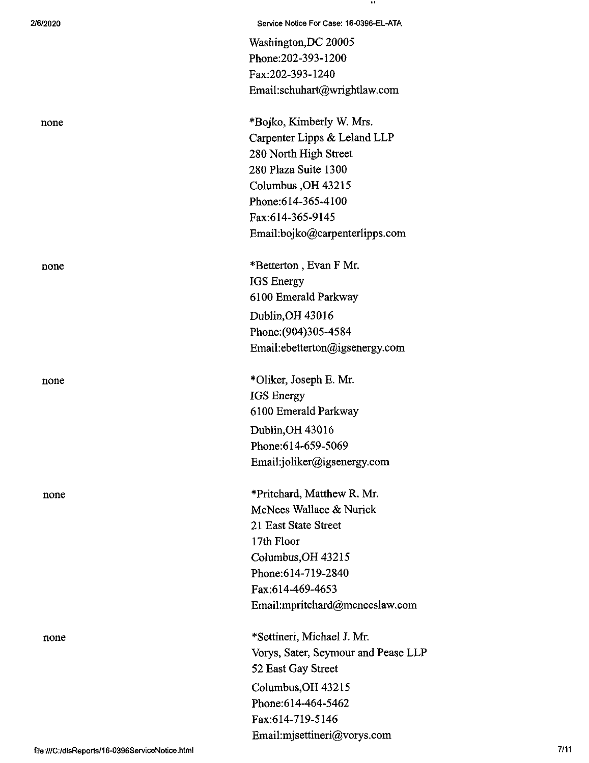Washington,DC 20005
Phone:202-393-1200
Fax:202-393-1240
Email:schuhart@wrightlaw.com

| | |
|---|---|
| none | *Bojko, Kimberly W. Mrs.<br>Carpenter Lipps & Leland LLP<br>280 North High Street<br>280 Plaza Suite 1300<br>Columbus ,OH 43215<br>Phone:614-365-4100<br>Fax:614-365-9145<br>Email:bojko@carpenterlipps.com |
| none | *Betterton , Evan F Mr.<br>IGS Energy<br>6100 Emerald Parkway<br>Dublin,OH 43016<br>Phone:(904)305-4584<br>Email:ebetterton@igsenergy.com |
| none | *Oliker, Joseph E. Mr.<br>IGS Energy<br>6100 Emerald Parkway<br>Dublin,OH 43016<br>Phone:614-659-5069<br>Email:joliker@igsenergy.com |
| none | *Pritchard, Matthew R. Mr.<br>McNees Wallace & Nurick<br>21 East State Street<br>17th Floor<br>Columbus,OH 43215<br>Phone:614-719-2840<br>Fax:614-469-4653<br>Email:mpritchard@mcneeslaw.com |
| none | *Settineri, Michael J. Mr.<br>Vorys, Sater, Seymour and Pease LLP<br>52 East Gay Street<br>Columbus,OH 43215<br>Phone:614-464-5462<br>Fax:614-719-5146<br>Email:mjsettineri@vorys.com |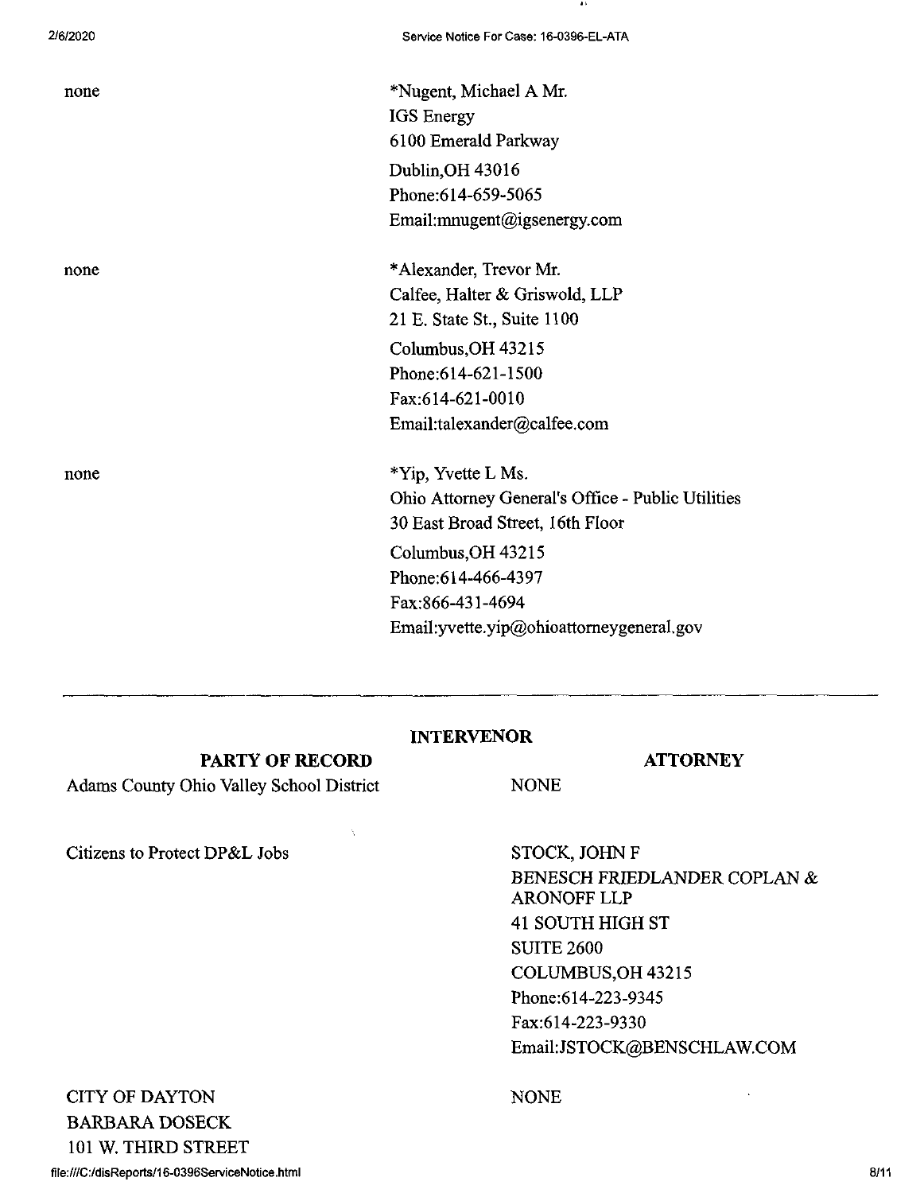| | |
|---|---|
| none | *Nugent, Michael A Mr.<br>IGS Energy<br>6100 Emerald Parkway<br>Dublin,OH 43016<br>Phone:614-659-5065<br>Email:mnugent@igsenergy.com |
| none | *Alexander, Trevor Mr.<br>Calfee, Halter & Griswold, LLP<br>21 E. State St., Suite 1100<br>Columbus,OH 43215<br>Phone:614-621-1500<br>Fax:614-621-0010<br>Email:talexander@calfee.com |
| none | *Yip, Yvette L Ms.<br>Ohio Attorney General's Office - Public Utilities<br>30 East Broad Street, 16th Floor<br>Columbus,OH 43215<br>Phone:614-466-4397<br>Fax:866-431-4694<br>Email:yvette.yip@ohioattorneygeneral.gov |

---

**INTERVENOR**

| PARTY OF RECORD | ATTORNEY |
|---|---|
| Adams County Ohio Valley School District | NONE |
| Citizens to Protect DP&L Jobs | STOCK, JOHN F<br>BENESCH FRIEDLANDER COPLAN & ARONOFF LLP<br>41 SOUTH HIGH ST<br>SUITE 2600<br>COLUMBUS,OH 43215<br>Phone:614-223-9345<br>Fax:614-223-9330<br>Email:JSTOCK@BENSCHLAW.COM |
| CITY OF DAYTON<br>BARBARA DOSECK<br>101 W. THIRD STREET | NONE |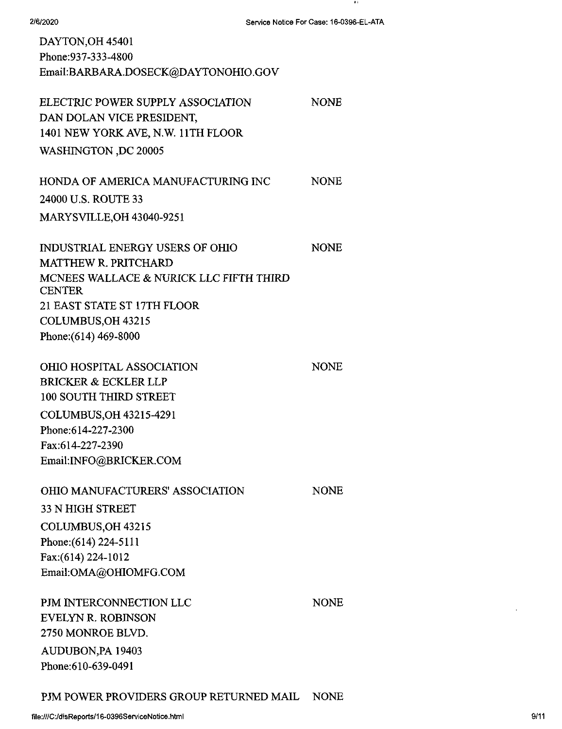DAYTON,OH 45401
Phone:937-333-4800
Email:BARBARA.DOSECK@DAYTONOHIO.GOV

ELECTRIC POWER SUPPLY ASSOCIATION NONE
DAN DOLAN VICE PRESIDENT,
1401 NEW YORK AVE, N.W. 11TH FLOOR
WASHINGTON ,DC 20005

HONDA OF AMERICA MANUFACTURING INC NONE
24000 U.S. ROUTE 33
MARYSVILLE,OH 43040-9251

INDUSTRIAL ENERGY USERS OF OHIO NONE
MATTHEW R. PRITCHARD
MCNEES WALLACE & NURICK LLC FIFTH THIRD CENTER
21 EAST STATE ST 17TH FLOOR
COLUMBUS,OH 43215
Phone:(614) 469-8000

OHIO HOSPITAL ASSOCIATION NONE
BRICKER & ECKLER LLP
100 SOUTH THIRD STREET
COLUMBUS,OH 43215-4291
Phone:614-227-2300
Fax:614-227-2390
Email:INFO@BRICKER.COM

OHIO MANUFACTURERS' ASSOCIATION NONE
33 N HIGH STREET
COLUMBUS,OH 43215
Phone:(614) 224-5111
Fax:(614) 224-1012
Email:OMA@OHIOMFG.COM

PJM INTERCONNECTION LLC NONE
EVELYN R. ROBINSON
2750 MONROE BLVD.
AUDUBON,PA 19403
Phone:610-639-0491

PJM POWER PROVIDERS GROUP RETURNED MAIL NONE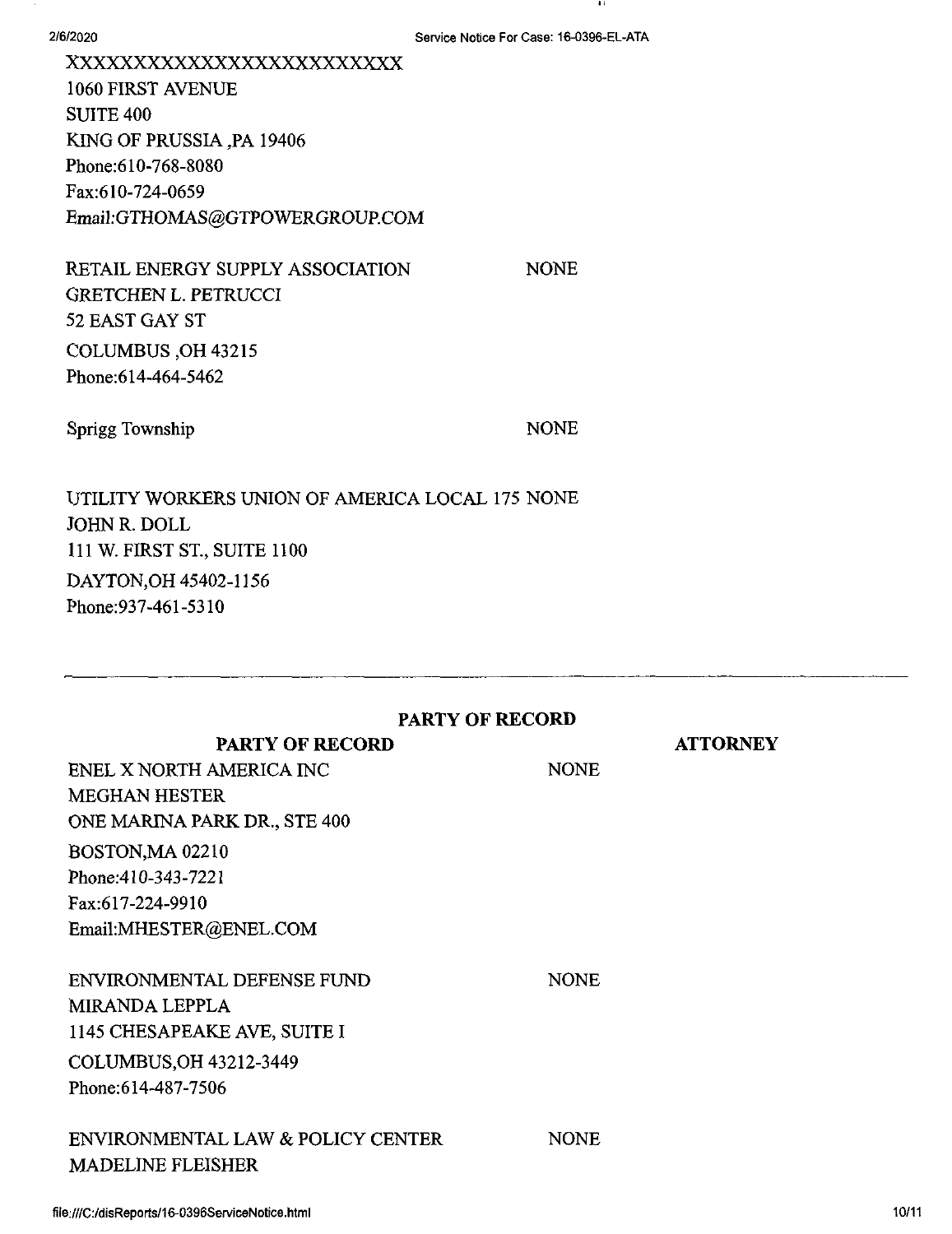XXXXXXXXXXXXXXXXXXXXXXXX
1060 FIRST AVENUE
SUITE 400
KING OF PRUSSIA ,PA 19406
Phone:610-768-8080
Fax:610-724-0659
Email:GTHOMAS@GTPOWERGROUP.COM

RETAIL ENERGY SUPPLY ASSOCIATION NONE
GRETCHEN L. PETRUCCI
52 EAST GAY ST
COLUMBUS ,OH 43215
Phone:614-464-5462

Sprigg Township NONE

UTILITY WORKERS UNION OF AMERICA LOCAL 175 NONE
JOHN R. DOLL
111 W. FIRST ST., SUITE 1100
DAYTON,OH 45402-1156
Phone:937-461-5310

---

**PARTY OF RECORD**

| PARTY OF RECORD | ATTORNEY |
|---|---|
| ENEL X NORTH AMERICA INC<br>MEGHAN HESTER<br>ONE MARINA PARK DR., STE 400<br>BOSTON,MA 02210<br>Phone:410-343-7221<br>Fax:617-224-9910<br>Email:MHESTER@ENEL.COM | NONE |
| ENVIRONMENTAL DEFENSE FUND<br>MIRANDA LEPPLA<br>1145 CHESAPEAKE AVE, SUITE I<br>COLUMBUS,OH 43212-3449<br>Phone:614-487-7506 | NONE |
| ENVIRONMENTAL LAW & POLICY CENTER<br>MADELINE FLEISHER | NONE |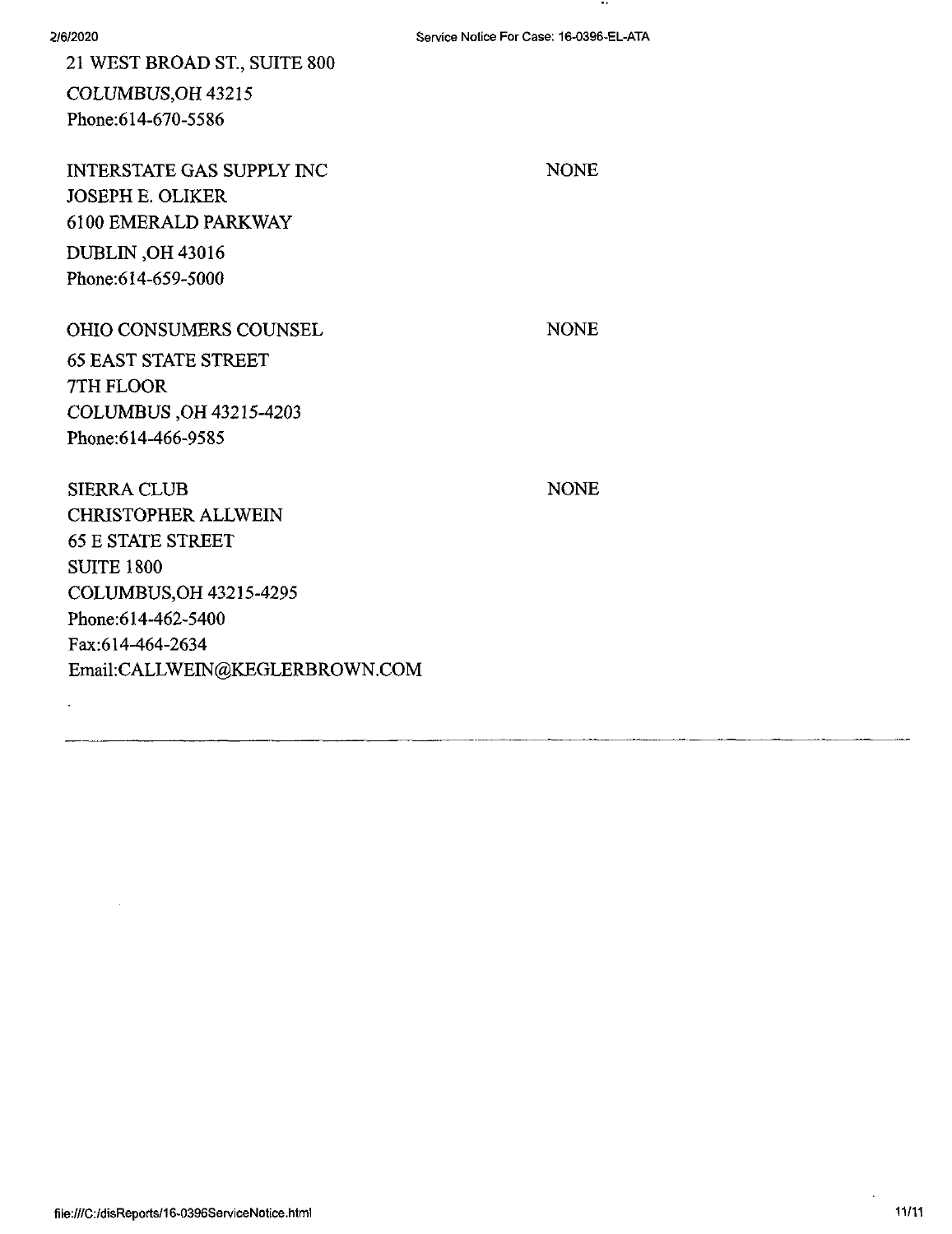21 WEST BROAD ST., SUITE 800
COLUMBUS,OH 43215
Phone:614-670-5586

| | |
|---|---|
| INTERSTATE GAS SUPPLY INC<br>JOSEPH E. OLIKER<br>6100 EMERALD PARKWAY<br>DUBLIN ,OH 43016<br>Phone:614-659-5000 | NONE |
| OHIO CONSUMERS COUNSEL<br>65 EAST STATE STREET<br>7TH FLOOR<br>COLUMBUS ,OH 43215-4203<br>Phone:614-466-9585 | NONE |
| SIERRA CLUB<br>CHRISTOPHER ALLWEIN<br>65 E STATE STREET<br>SUITE 1800<br>COLUMBUS,OH 43215-4295<br>Phone:614-462-5400<br>Fax:614-464-2634<br>Email:CALLWEIN@KEGLERBROWN.COM | NONE |